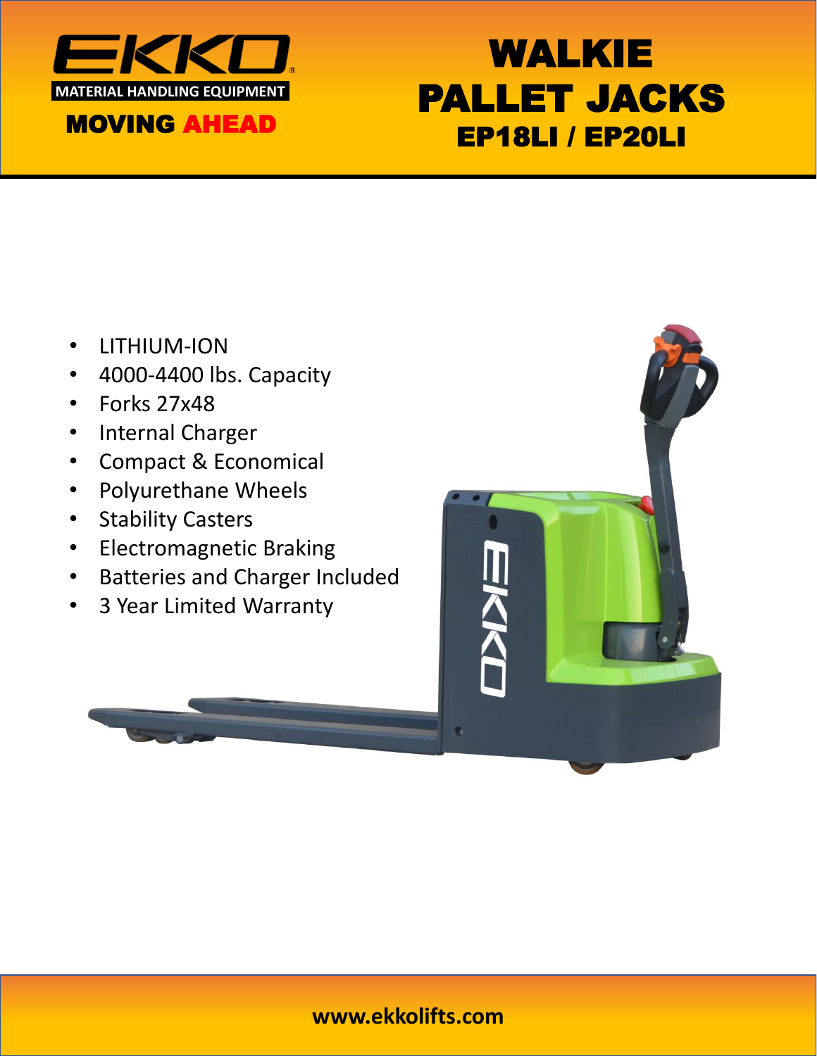EKKO

MATERIAL HANDLING EQUIPMENT

**MOVING AHEAD**

# WALKIE PALLET JACKS

## EP18LI / EP20LI

- LITHIUM-ION
- 4000-4400 lbs. Capacity
- Forks 27x48
- Internal Charger
- Compact & Economical
- Polyurethane Wheels
- Stability Casters
- Electromagnetic Braking
- Batteries and Charger Included
- 3 Year Limited Warranty

**www.ekkolifts.com**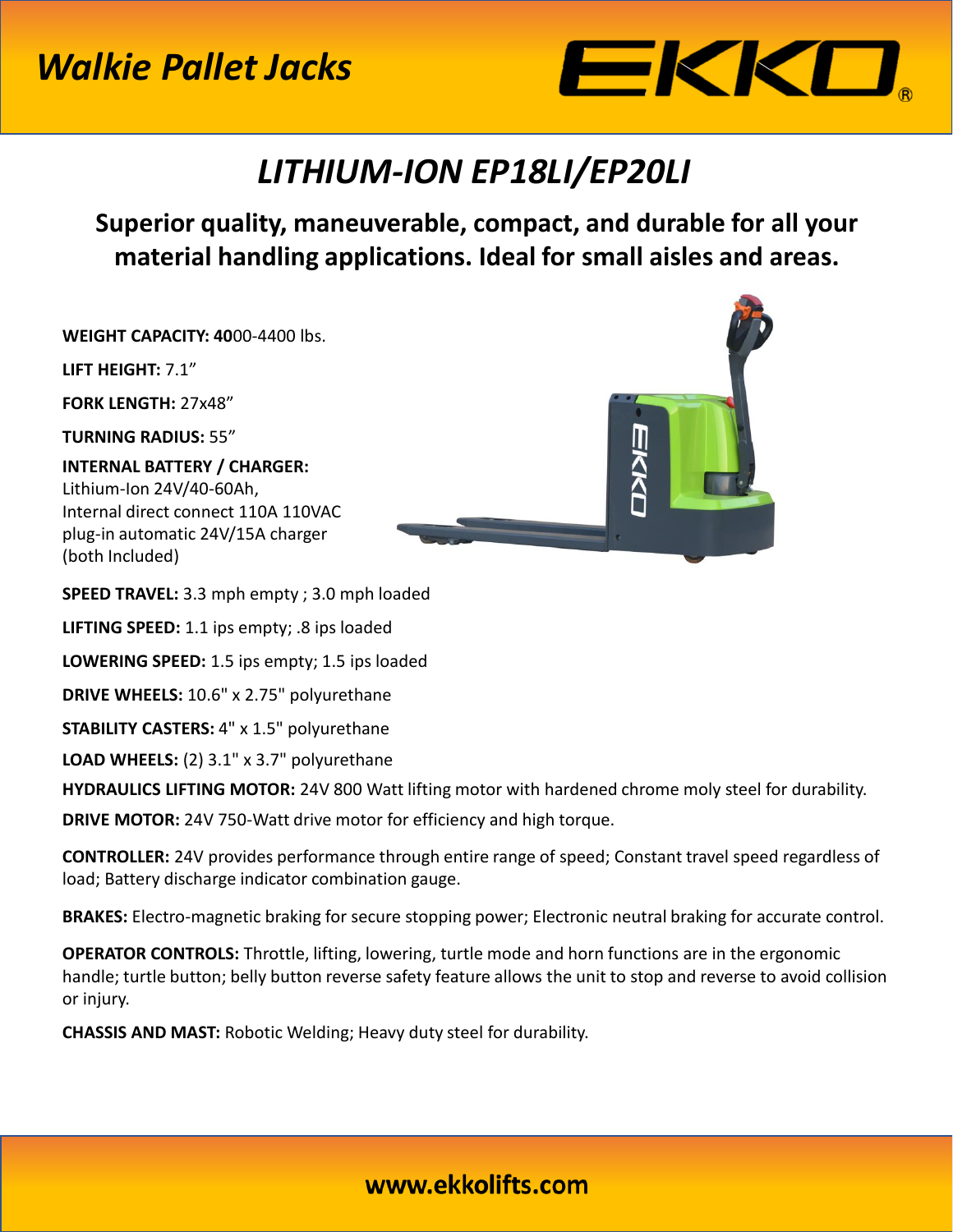# *Walkie Pallet Jacks*

## *LITHIUM-ION EP18LI/EP20LI*

### Superior quality, maneuverable, compact, and durable for all your material handling applications. Ideal for small aisles and areas.

**WEIGHT CAPACITY: 40**00-4400 lbs.

**LIFT HEIGHT:** 7.1”

**FORK LENGTH:** 27x48”

**TURNING RADIUS:** 55”

**INTERNAL BATTERY / CHARGER:**
Lithium-Ion 24V/40-60Ah,
Internal direct connect 110A 110VAC plug-in automatic 24V/15A charger (both Included)

**SPEED TRAVEL:** 3.3 mph empty ; 3.0 mph loaded

**LIFTING SPEED:** 1.1 ips empty; .8 ips loaded

**LOWERING SPEED:** 1.5 ips empty; 1.5 ips loaded

**DRIVE WHEELS:** 10.6" x 2.75" polyurethane

**STABILITY CASTERS:** 4" x 1.5" polyurethane

**LOAD WHEELS:** (2) 3.1" x 3.7" polyurethane

**HYDRAULICS LIFTING MOTOR:** 24V 800 Watt lifting motor with hardened chrome moly steel for durability.

**DRIVE MOTOR:** 24V 750-Watt drive motor for efficiency and high torque.

**CONTROLLER:** 24V provides performance through entire range of speed; Constant travel speed regardless of load; Battery discharge indicator combination gauge.

**BRAKES:** Electro-magnetic braking for secure stopping power; Electronic neutral braking for accurate control.

**OPERATOR CONTROLS:** Throttle, lifting, lowering, turtle mode and horn functions are in the ergonomic handle; turtle button; belly button reverse safety feature allows the unit to stop and reverse to avoid collision or injury.

**CHASSIS AND MAST:** Robotic Welding; Heavy duty steel for durability.

**www.ekkolifts.com**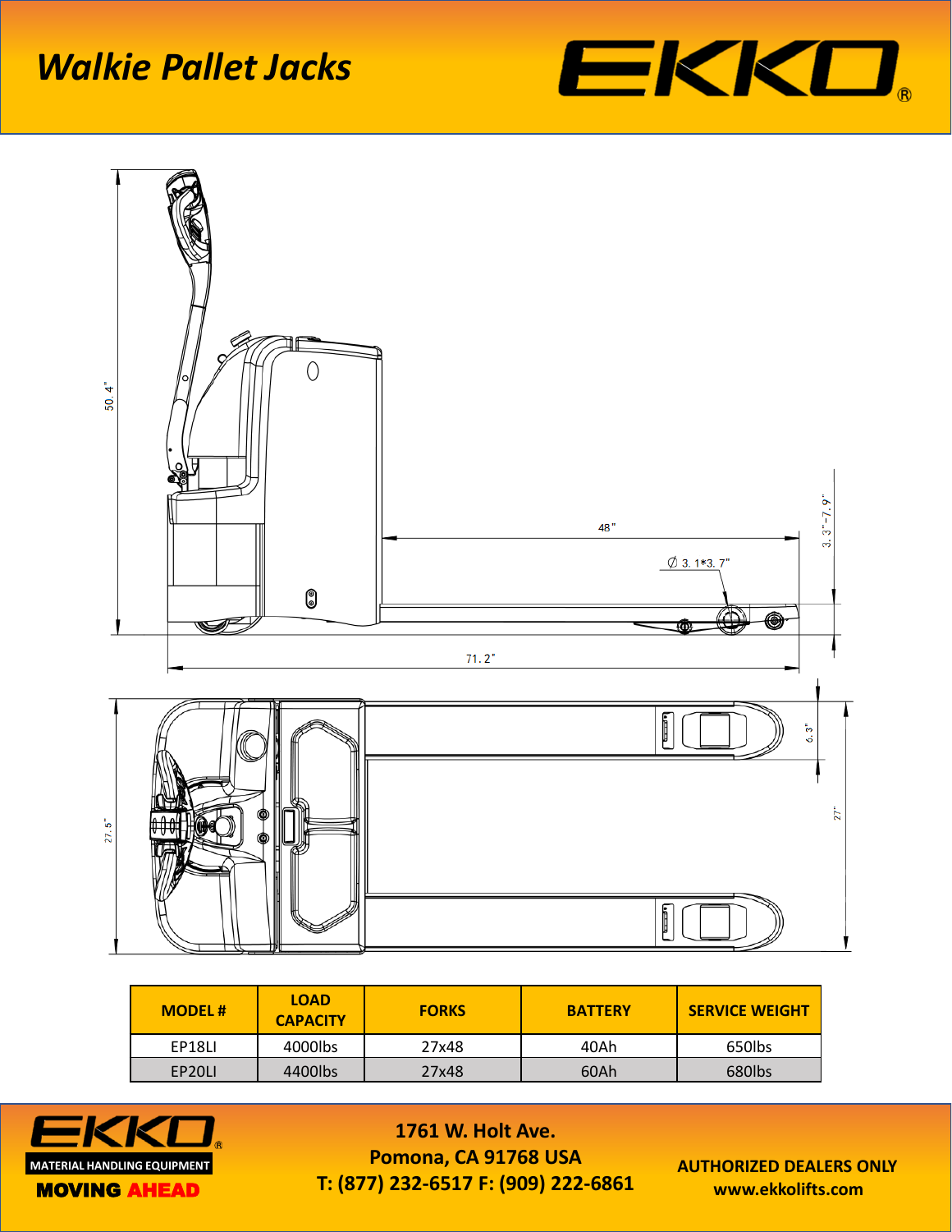# *Walkie Pallet Jacks*

EKKO®

50.4"

48"

3.3"-7.9"

∅ 3.1*3.7"

71.2"

6.3"

27.5"

27"

| MODEL # | LOAD CAPACITY | FORKS | BATTERY | SERVICE WEIGHT |
|---|---|---|---|---|
| EP18LI | 4000lbs | 27x48 | 40Ah | 650lbs |
| EP20LI | 4400lbs | 27x48 | 60Ah | 680lbs |

EKKO®
MATERIAL HANDLING EQUIPMENT
**MOVING AHEAD**

**1761 W. Holt Ave.**
**Pomona, CA 91768 USA**
**T: (877) 232-6517 F: (909) 222-6861**

**AUTHORIZED DEALERS ONLY**
**www.ekkolifts.com**